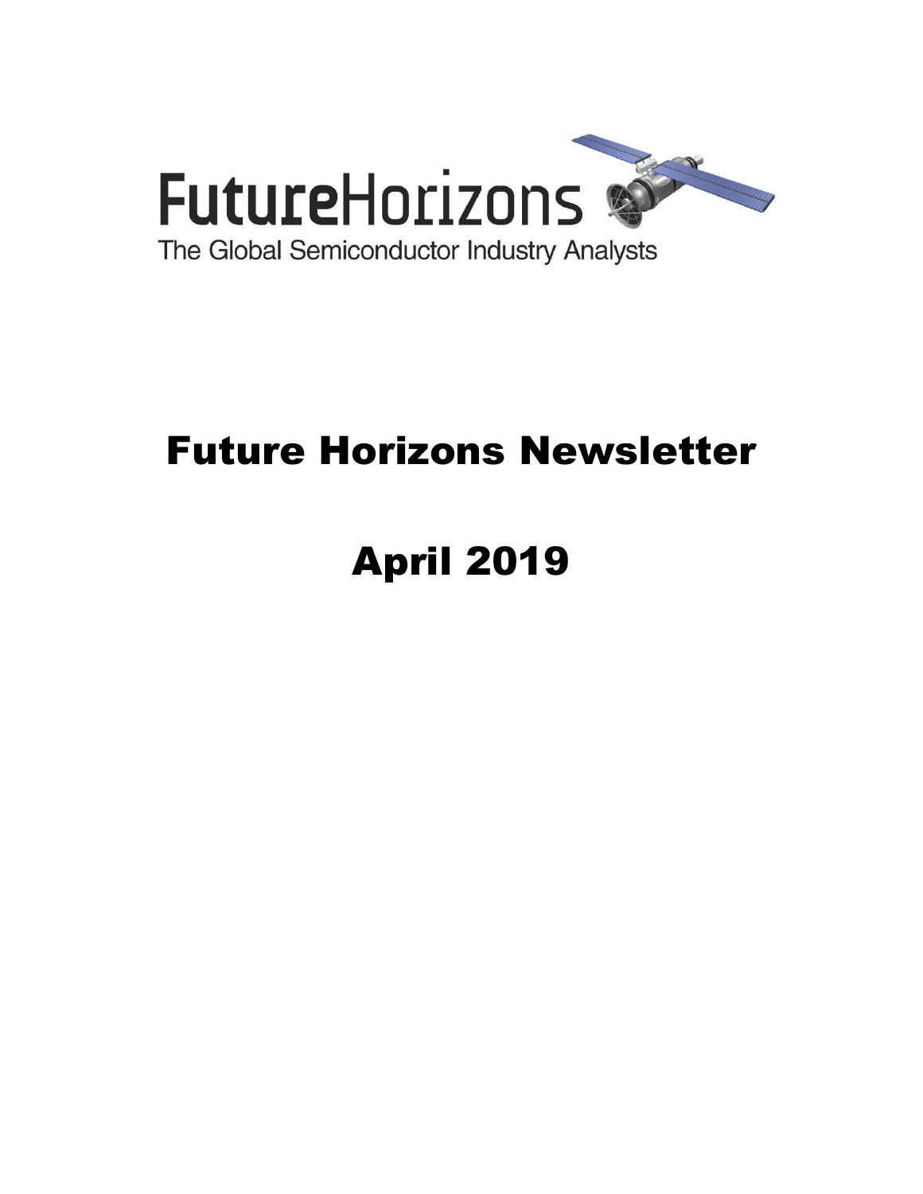FutureHorizons

The Global Semiconductor Industry Analysts

# Future Horizons Newsletter

# April 2019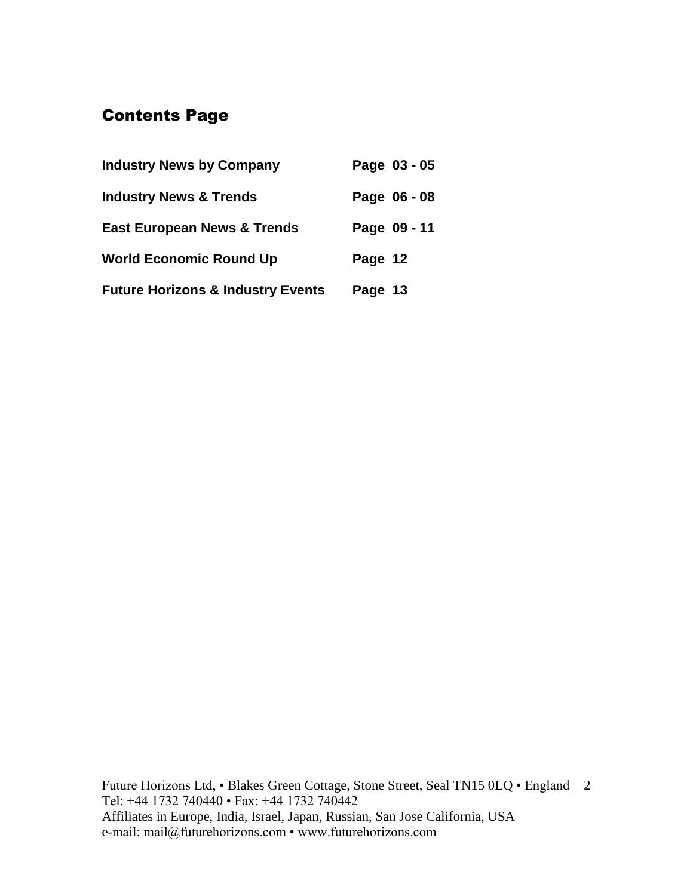## Contents Page

| | |
|---|---|
| **Industry News by Company** | **Page 03 - 05** |
| **Industry News & Trends** | **Page 06 - 08** |
| **East European News & Trends** | **Page 09 - 11** |
| **World Economic Round Up** | **Page 12** |
| **Future Horizons & Industry Events** | **Page 13** |

Future Horizons Ltd, • Blakes Green Cottage, Stone Street, Seal TN15 0LQ • England
Tel: +44 1732 740440 • Fax: +44 1732 740442
Affiliates in Europe, India, Israel, Japan, Russian, San Jose California, USA
e-mail: mail@futurehorizons.com • www.futurehorizons.com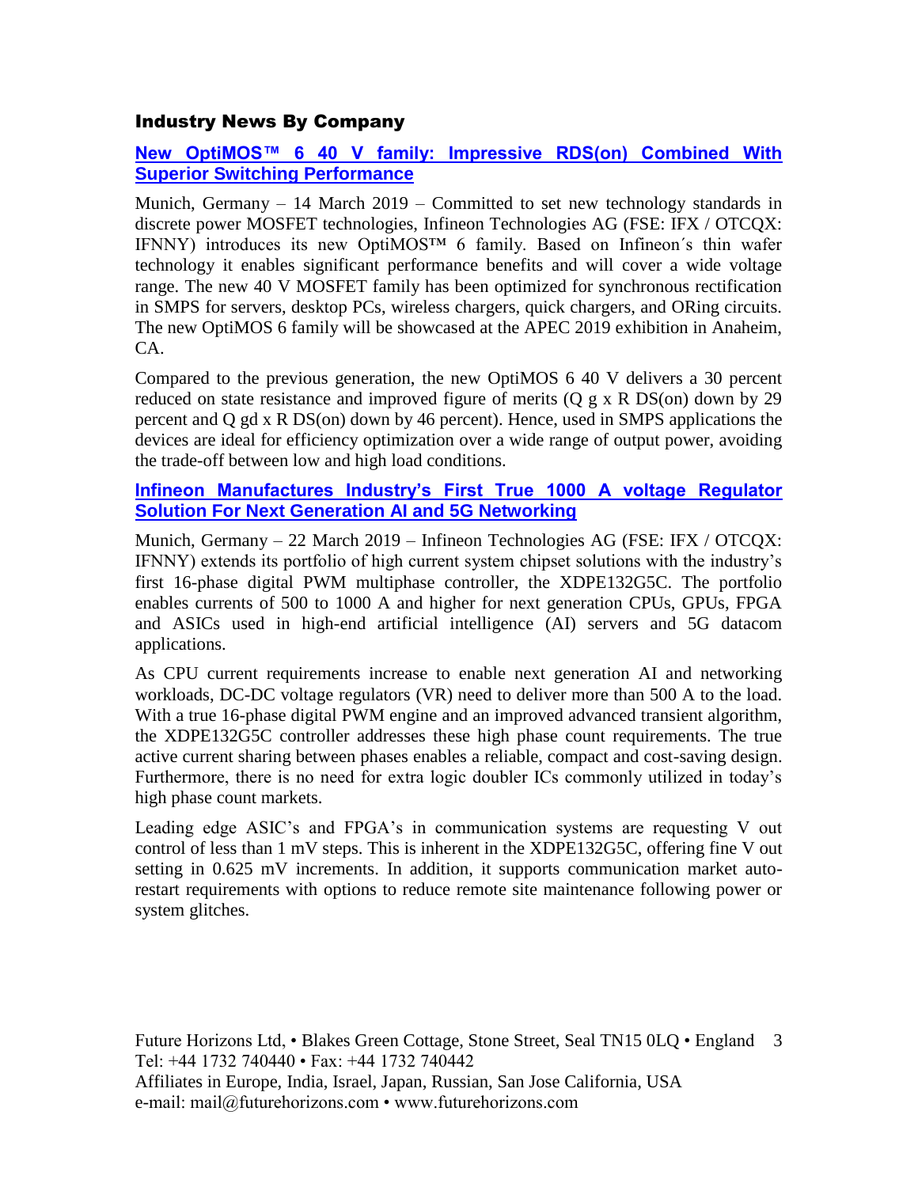## Industry News By Company

### New OptiMOS™ 6 40 V family: Impressive RDS(on) Combined With Superior Switching Performance

Munich, Germany – 14 March 2019 – Committed to set new technology standards in discrete power MOSFET technologies, Infineon Technologies AG (FSE: IFX / OTCQX: IFNNY) introduces its new OptiMOS™ 6 family. Based on Infineon´s thin wafer technology it enables significant performance benefits and will cover a wide voltage range. The new 40 V MOSFET family has been optimized for synchronous rectification in SMPS for servers, desktop PCs, wireless chargers, quick chargers, and ORing circuits. The new OptiMOS 6 family will be showcased at the APEC 2019 exhibition in Anaheim, CA.

Compared to the previous generation, the new OptiMOS 6 40 V delivers a 30 percent reduced on state resistance and improved figure of merits (Q g x R DS(on) down by 29 percent and Q gd x R DS(on) down by 46 percent). Hence, used in SMPS applications the devices are ideal for efficiency optimization over a wide range of output power, avoiding the trade-off between low and high load conditions.

### Infineon Manufactures Industry's First True 1000 A voltage Regulator Solution For Next Generation AI and 5G Networking

Munich, Germany – 22 March 2019 – Infineon Technologies AG (FSE: IFX / OTCQX: IFNNY) extends its portfolio of high current system chipset solutions with the industry's first 16-phase digital PWM multiphase controller, the XDPE132G5C. The portfolio enables currents of 500 to 1000 A and higher for next generation CPUs, GPUs, FPGA and ASICs used in high-end artificial intelligence (AI) servers and 5G datacom applications.

As CPU current requirements increase to enable next generation AI and networking workloads, DC-DC voltage regulators (VR) need to deliver more than 500 A to the load. With a true 16-phase digital PWM engine and an improved advanced transient algorithm, the XDPE132G5C controller addresses these high phase count requirements. The true active current sharing between phases enables a reliable, compact and cost-saving design. Furthermore, there is no need for extra logic doubler ICs commonly utilized in today's high phase count markets.

Leading edge ASIC's and FPGA's in communication systems are requesting V out control of less than 1 mV steps. This is inherent in the XDPE132G5C, offering fine V out setting in 0.625 mV increments. In addition, it supports communication market auto-restart requirements with options to reduce remote site maintenance following power or system glitches.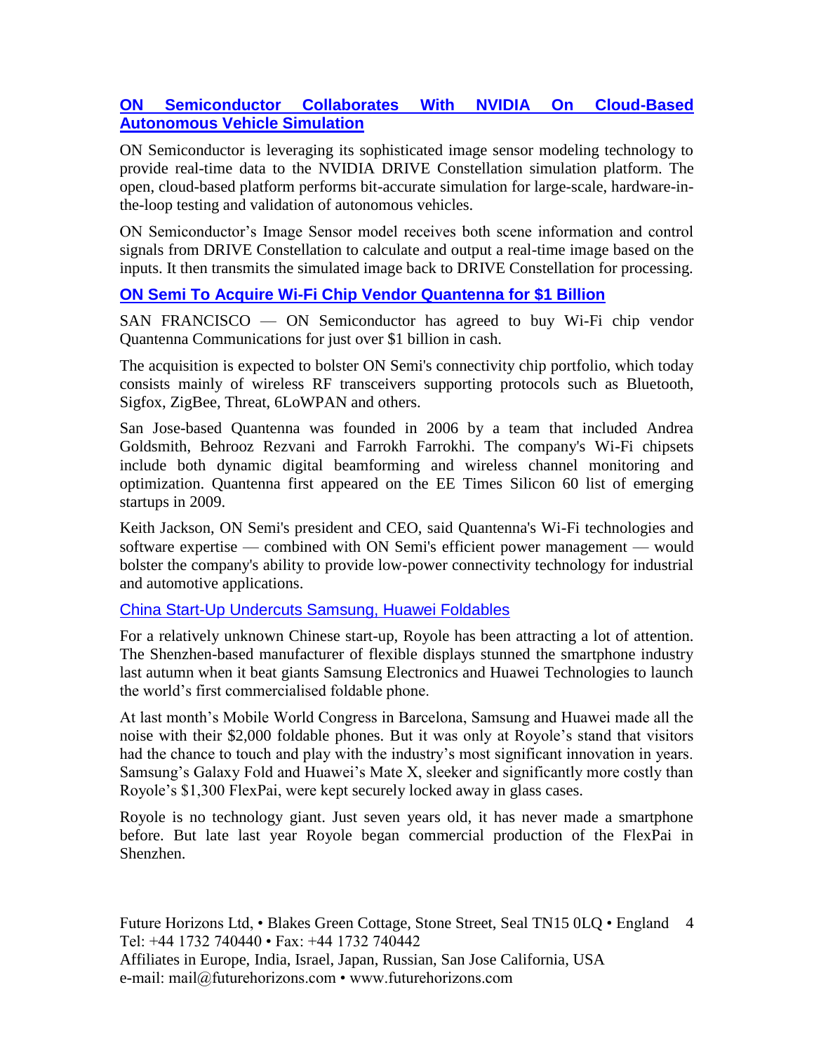### ON Semiconductor Collaborates With NVIDIA On Cloud-Based Autonomous Vehicle Simulation

ON Semiconductor is leveraging its sophisticated image sensor modeling technology to provide real-time data to the NVIDIA DRIVE Constellation simulation platform. The open, cloud-based platform performs bit-accurate simulation for large-scale, hardware-in-the-loop testing and validation of autonomous vehicles.

ON Semiconductor's Image Sensor model receives both scene information and control signals from DRIVE Constellation to calculate and output a real-time image based on the inputs. It then transmits the simulated image back to DRIVE Constellation for processing.

### ON Semi To Acquire Wi-Fi Chip Vendor Quantenna for $1 Billion

SAN FRANCISCO — ON Semiconductor has agreed to buy Wi-Fi chip vendor Quantenna Communications for just over $1 billion in cash.

The acquisition is expected to bolster ON Semi's connectivity chip portfolio, which today consists mainly of wireless RF transceivers supporting protocols such as Bluetooth, Sigfox, ZigBee, Threat, 6LoWPAN and others.

San Jose-based Quantenna was founded in 2006 by a team that included Andrea Goldsmith, Behrooz Rezvani and Farrokh Farrokhi. The company's Wi-Fi chipsets include both dynamic digital beamforming and wireless channel monitoring and optimization. Quantenna first appeared on the EE Times Silicon 60 list of emerging startups in 2009.

Keith Jackson, ON Semi's president and CEO, said Quantenna's Wi-Fi technologies and software expertise — combined with ON Semi's efficient power management — would bolster the company's ability to provide low-power connectivity technology for industrial and automotive applications.

### China Start-Up Undercuts Samsung, Huawei Foldables

For a relatively unknown Chinese start-up, Royole has been attracting a lot of attention. The Shenzhen-based manufacturer of flexible displays stunned the smartphone industry last autumn when it beat giants Samsung Electronics and Huawei Technologies to launch the world's first commercialised foldable phone.

At last month's Mobile World Congress in Barcelona, Samsung and Huawei made all the noise with their $2,000 foldable phones. But it was only at Royole's stand that visitors had the chance to touch and play with the industry's most significant innovation in years. Samsung's Galaxy Fold and Huawei's Mate X, sleeker and significantly more costly than Royole's $1,300 FlexPai, were kept securely locked away in glass cases.

Royole is no technology giant. Just seven years old, it has never made a smartphone before. But late last year Royole began commercial production of the FlexPai in Shenzhen.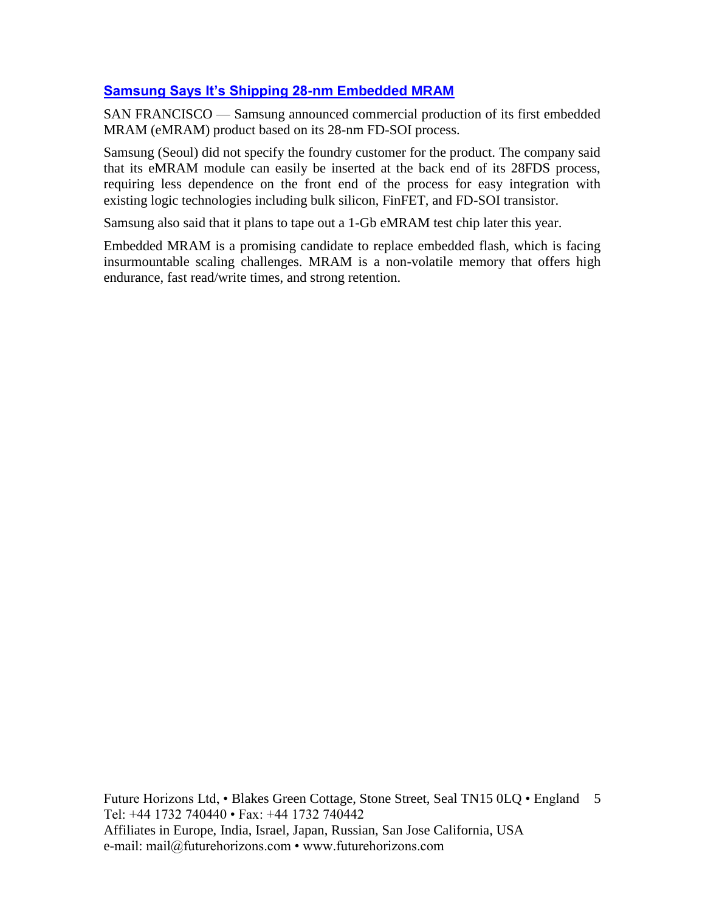## Samsung Says It's Shipping 28-nm Embedded MRAM

SAN FRANCISCO — Samsung announced commercial production of its first embedded MRAM (eMRAM) product based on its 28-nm FD-SOI process.

Samsung (Seoul) did not specify the foundry customer for the product. The company said that its eMRAM module can easily be inserted at the back end of its 28FDS process, requiring less dependence on the front end of the process for easy integration with existing logic technologies including bulk silicon, FinFET, and FD-SOI transistor.

Samsung also said that it plans to tape out a 1-Gb eMRAM test chip later this year.

Embedded MRAM is a promising candidate to replace embedded flash, which is facing insurmountable scaling challenges. MRAM is a non-volatile memory that offers high endurance, fast read/write times, and strong retention.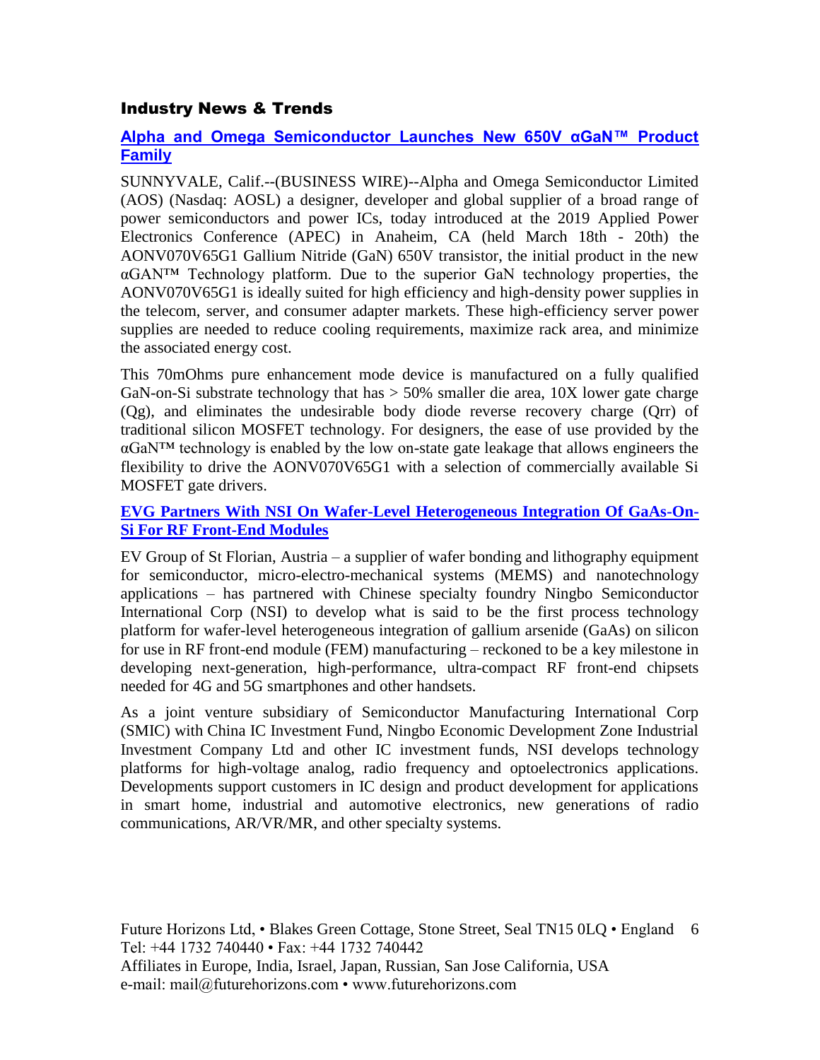## Industry News & Trends

### Alpha and Omega Semiconductor Launches New 650V αGaN™ Product Family

SUNNYVALE, Calif.--(BUSINESS WIRE)--Alpha and Omega Semiconductor Limited (AOS) (Nasdaq: AOSL) a designer, developer and global supplier of a broad range of power semiconductors and power ICs, today introduced at the 2019 Applied Power Electronics Conference (APEC) in Anaheim, CA (held March 18th - 20th) the AONV070V65G1 Gallium Nitride (GaN) 650V transistor, the initial product in the new αGAN™ Technology platform. Due to the superior GaN technology properties, the AONV070V65G1 is ideally suited for high efficiency and high-density power supplies in the telecom, server, and consumer adapter markets. These high-efficiency server power supplies are needed to reduce cooling requirements, maximize rack area, and minimize the associated energy cost.

This 70mOhms pure enhancement mode device is manufactured on a fully qualified GaN-on-Si substrate technology that has > 50% smaller die area, 10X lower gate charge (Qg), and eliminates the undesirable body diode reverse recovery charge (Qrr) of traditional silicon MOSFET technology. For designers, the ease of use provided by the αGaN™ technology is enabled by the low on-state gate leakage that allows engineers the flexibility to drive the AONV070V65G1 with a selection of commercially available Si MOSFET gate drivers.

### EVG Partners With NSI On Wafer-Level Heterogeneous Integration Of GaAs-On-Si For RF Front-End Modules

EV Group of St Florian, Austria – a supplier of wafer bonding and lithography equipment for semiconductor, micro-electro-mechanical systems (MEMS) and nanotechnology applications – has partnered with Chinese specialty foundry Ningbo Semiconductor International Corp (NSI) to develop what is said to be the first process technology platform for wafer-level heterogeneous integration of gallium arsenide (GaAs) on silicon for use in RF front-end module (FEM) manufacturing – reckoned to be a key milestone in developing next-generation, high-performance, ultra-compact RF front-end chipsets needed for 4G and 5G smartphones and other handsets.

As a joint venture subsidiary of Semiconductor Manufacturing International Corp (SMIC) with China IC Investment Fund, Ningbo Economic Development Zone Industrial Investment Company Ltd and other IC investment funds, NSI develops technology platforms for high-voltage analog, radio frequency and optoelectronics applications. Developments support customers in IC design and product development for applications in smart home, industrial and automotive electronics, new generations of radio communications, AR/VR/MR, and other specialty systems.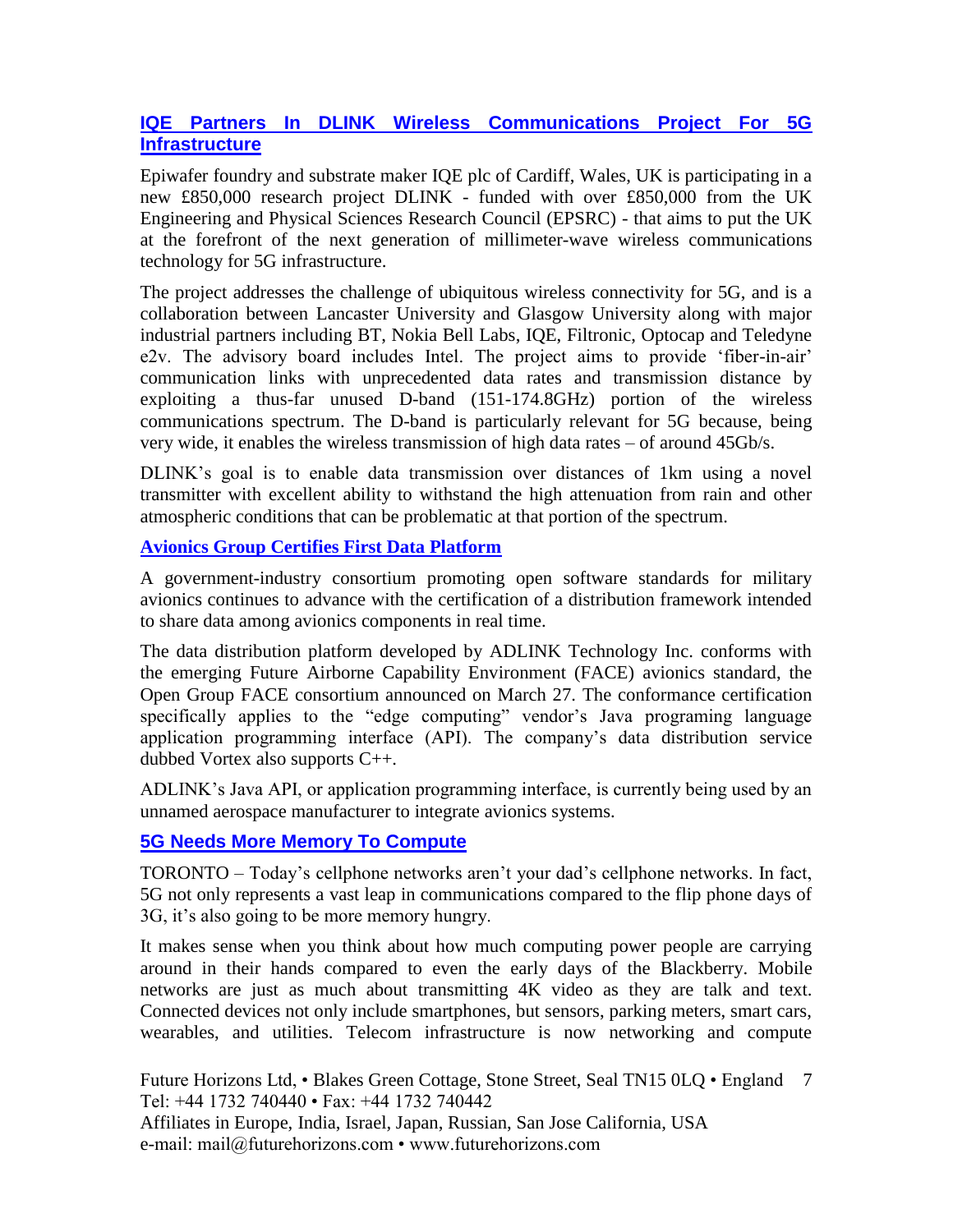## IQE Partners In DLINK Wireless Communications Project For 5G Infrastructure

Epiwafer foundry and substrate maker IQE plc of Cardiff, Wales, UK is participating in a new £850,000 research project DLINK - funded with over £850,000 from the UK Engineering and Physical Sciences Research Council (EPSRC) - that aims to put the UK at the forefront of the next generation of millimeter-wave wireless communications technology for 5G infrastructure.

The project addresses the challenge of ubiquitous wireless connectivity for 5G, and is a collaboration between Lancaster University and Glasgow University along with major industrial partners including BT, Nokia Bell Labs, IQE, Filtronic, Optocap and Teledyne e2v. The advisory board includes Intel. The project aims to provide 'fiber-in-air' communication links with unprecedented data rates and transmission distance by exploiting a thus-far unused D-band (151-174.8GHz) portion of the wireless communications spectrum. The D-band is particularly relevant for 5G because, being very wide, it enables the wireless transmission of high data rates – of around 45Gb/s.

DLINK's goal is to enable data transmission over distances of 1km using a novel transmitter with excellent ability to withstand the high attenuation from rain and other atmospheric conditions that can be problematic at that portion of the spectrum.

## Avionics Group Certifies First Data Platform

A government-industry consortium promoting open software standards for military avionics continues to advance with the certification of a distribution framework intended to share data among avionics components in real time.

The data distribution platform developed by ADLINK Technology Inc. conforms with the emerging Future Airborne Capability Environment (FACE) avionics standard, the Open Group FACE consortium announced on March 27. The conformance certification specifically applies to the "edge computing" vendor's Java programing language application programming interface (API). The company's data distribution service dubbed Vortex also supports C++.

ADLINK's Java API, or application programming interface, is currently being used by an unnamed aerospace manufacturer to integrate avionics systems.

## 5G Needs More Memory To Compute

TORONTO – Today's cellphone networks aren't your dad's cellphone networks. In fact, 5G not only represents a vast leap in communications compared to the flip phone days of 3G, it's also going to be more memory hungry.

It makes sense when you think about how much computing power people are carrying around in their hands compared to even the early days of the Blackberry. Mobile networks are just as much about transmitting 4K video as they are talk and text. Connected devices not only include smartphones, but sensors, parking meters, smart cars, wearables, and utilities. Telecom infrastructure is now networking and compute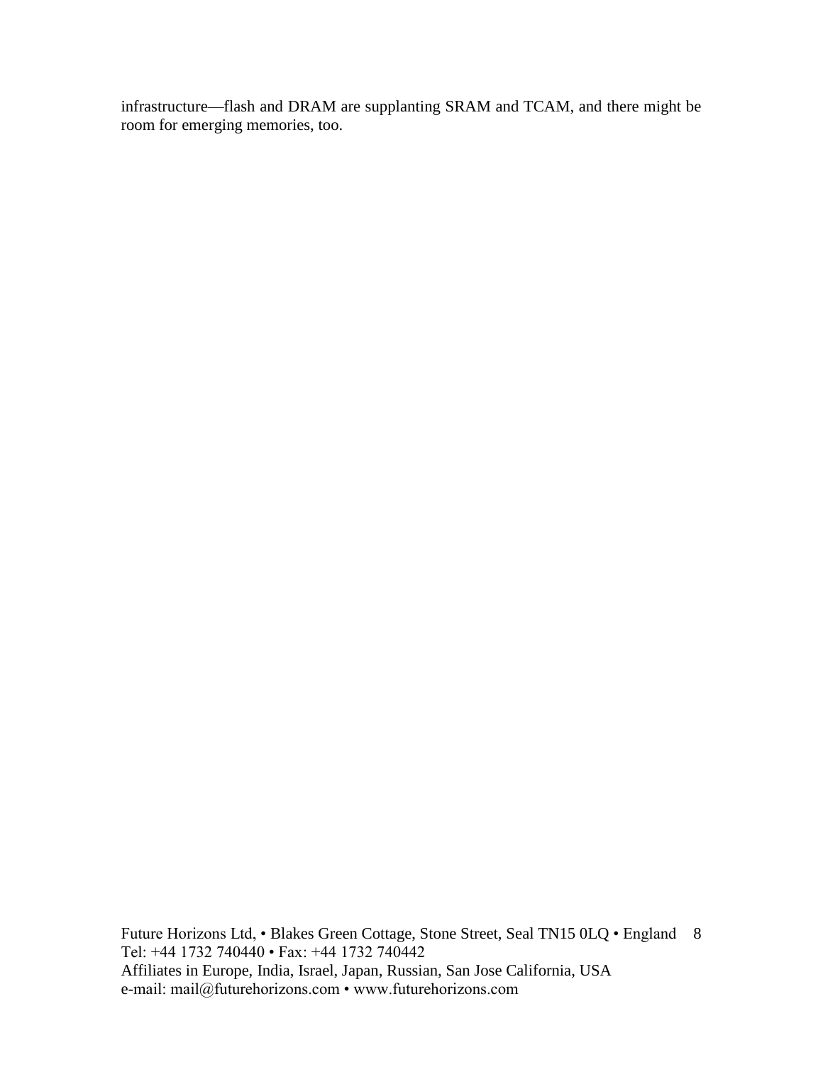infrastructure—flash and DRAM are supplanting SRAM and TCAM, and there might be room for emerging memories, too.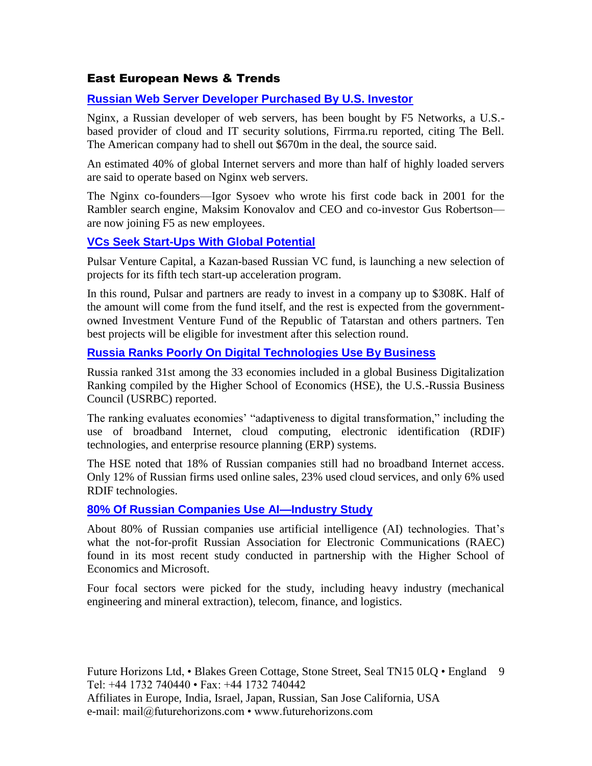## East European News & Trends

### Russian Web Server Developer Purchased By U.S. Investor

Nginx, a Russian developer of web servers, has been bought by F5 Networks, a U.S.-based provider of cloud and IT security solutions, Firrma.ru reported, citing The Bell. The American company had to shell out $670m in the deal, the source said.

An estimated 40% of global Internet servers and more than half of highly loaded servers are said to operate based on Nginx web servers.

The Nginx co-founders—Igor Sysoev who wrote his first code back in 2001 for the Rambler search engine, Maksim Konovalov and CEO and co-investor Gus Robertson—are now joining F5 as new employees.

### VCs Seek Start-Ups With Global Potential

Pulsar Venture Capital, a Kazan-based Russian VC fund, is launching a new selection of projects for its fifth tech start-up acceleration program.

In this round, Pulsar and partners are ready to invest in a company up to $308K. Half of the amount will come from the fund itself, and the rest is expected from the government-owned Investment Venture Fund of the Republic of Tatarstan and others partners. Ten best projects will be eligible for investment after this selection round.

### Russia Ranks Poorly On Digital Technologies Use By Business

Russia ranked 31st among the 33 economies included in a global Business Digitalization Ranking compiled by the Higher School of Economics (HSE), the U.S.-Russia Business Council (USRBC) reported.

The ranking evaluates economies' "adaptiveness to digital transformation," including the use of broadband Internet, cloud computing, electronic identification (RDIF) technologies, and enterprise resource planning (ERP) systems.

The HSE noted that 18% of Russian companies still had no broadband Internet access. Only 12% of Russian firms used online sales, 23% used cloud services, and only 6% used RDIF technologies.

### 80% Of Russian Companies Use AI—Industry Study

About 80% of Russian companies use artificial intelligence (AI) technologies. That's what the not-for-profit Russian Association for Electronic Communications (RAEC) found in its most recent study conducted in partnership with the Higher School of Economics and Microsoft.

Four focal sectors were picked for the study, including heavy industry (mechanical engineering and mineral extraction), telecom, finance, and logistics.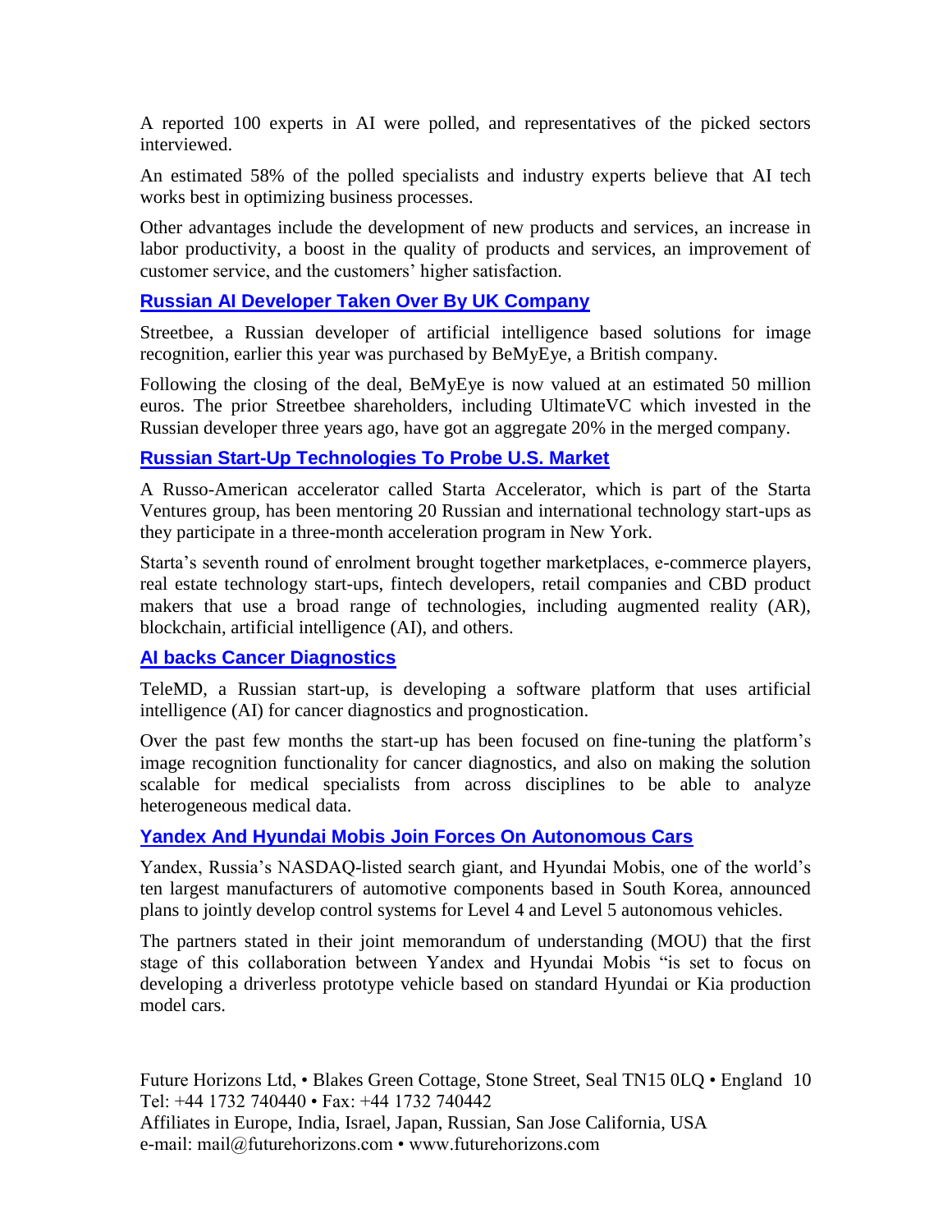A reported 100 experts in AI were polled, and representatives of the picked sectors interviewed.

An estimated 58% of the polled specialists and industry experts believe that AI tech works best in optimizing business processes.

Other advantages include the development of new products and services, an increase in labor productivity, a boost in the quality of products and services, an improvement of customer service, and the customers' higher satisfaction.

### Russian AI Developer Taken Over By UK Company

Streetbee, a Russian developer of artificial intelligence based solutions for image recognition, earlier this year was purchased by BeMyEye, a British company.

Following the closing of the deal, BeMyEye is now valued at an estimated 50 million euros. The prior Streetbee shareholders, including UltimateVC which invested in the Russian developer three years ago, have got an aggregate 20% in the merged company.

### Russian Start-Up Technologies To Probe U.S. Market

A Russo-American accelerator called Starta Accelerator, which is part of the Starta Ventures group, has been mentoring 20 Russian and international technology start-ups as they participate in a three-month acceleration program in New York.

Starta's seventh round of enrolment brought together marketplaces, e-commerce players, real estate technology start-ups, fintech developers, retail companies and CBD product makers that use a broad range of technologies, including augmented reality (AR), blockchain, artificial intelligence (AI), and others.

### AI backs Cancer Diagnostics

TeleMD, a Russian start-up, is developing a software platform that uses artificial intelligence (AI) for cancer diagnostics and prognostication.

Over the past few months the start-up has been focused on fine-tuning the platform's image recognition functionality for cancer diagnostics, and also on making the solution scalable for medical specialists from across disciplines to be able to analyze heterogeneous medical data.

### Yandex And Hyundai Mobis Join Forces On Autonomous Cars

Yandex, Russia's NASDAQ-listed search giant, and Hyundai Mobis, one of the world's ten largest manufacturers of automotive components based in South Korea, announced plans to jointly develop control systems for Level 4 and Level 5 autonomous vehicles.

The partners stated in their joint memorandum of understanding (MOU) that the first stage of this collaboration between Yandex and Hyundai Mobis "is set to focus on developing a driverless prototype vehicle based on standard Hyundai or Kia production model cars.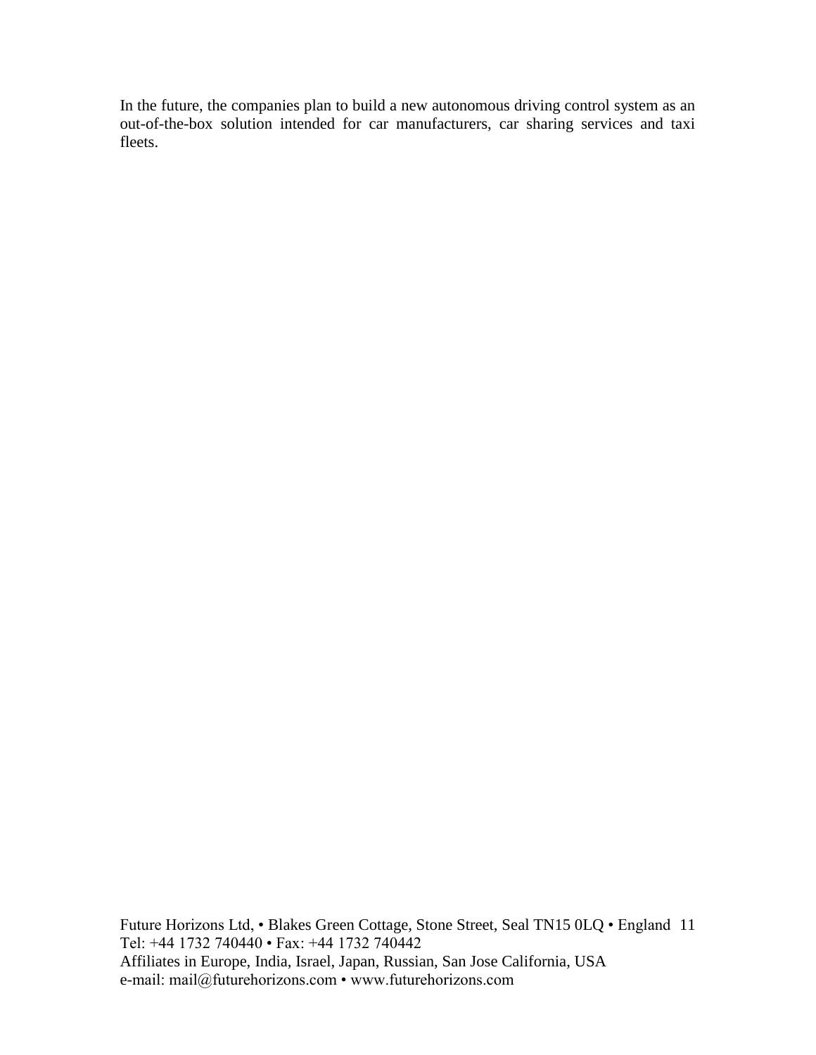In the future, the companies plan to build a new autonomous driving control system as an out-of-the-box solution intended for car manufacturers, car sharing services and taxi fleets.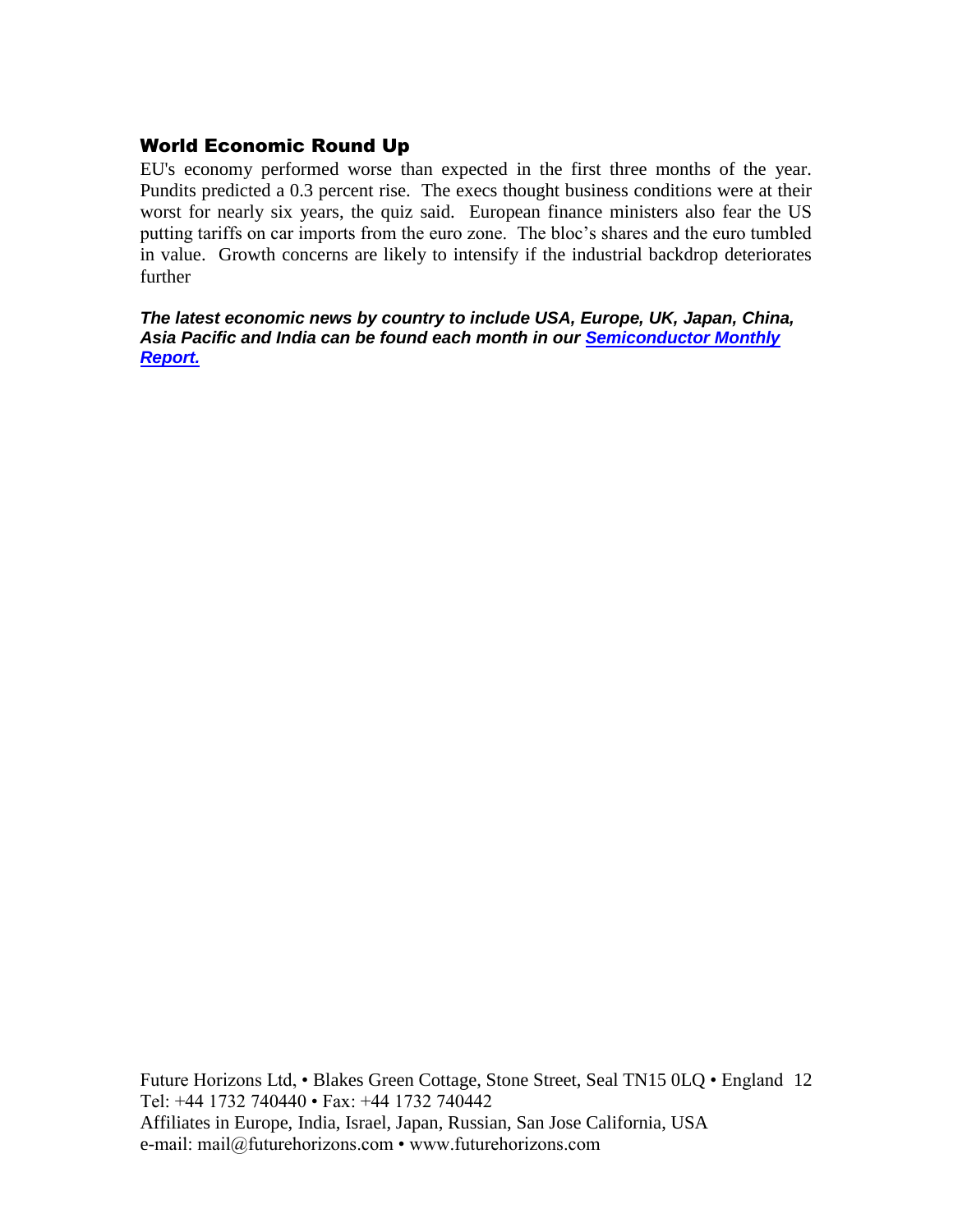## World Economic Round Up

EU's economy performed worse than expected in the first three months of the year. Pundits predicted a 0.3 percent rise. The execs thought business conditions were at their worst for nearly six years, the quiz said. European finance ministers also fear the US putting tariffs on car imports from the euro zone. The bloc's shares and the euro tumbled in value. Growth concerns are likely to intensify if the industrial backdrop deteriorates further

***The latest economic news by country to include USA, Europe, UK, Japan, China, Asia Pacific and India can be found each month in our Semiconductor Monthly Report.***

Future Horizons Ltd, • Blakes Green Cottage, Stone Street, Seal TN15 0LQ • England
Tel: +44 1732 740440 • Fax: +44 1732 740442
Affiliates in Europe, India, Israel, Japan, Russian, San Jose California, USA
e-mail: mail@futurehorizons.com • www.futurehorizons.com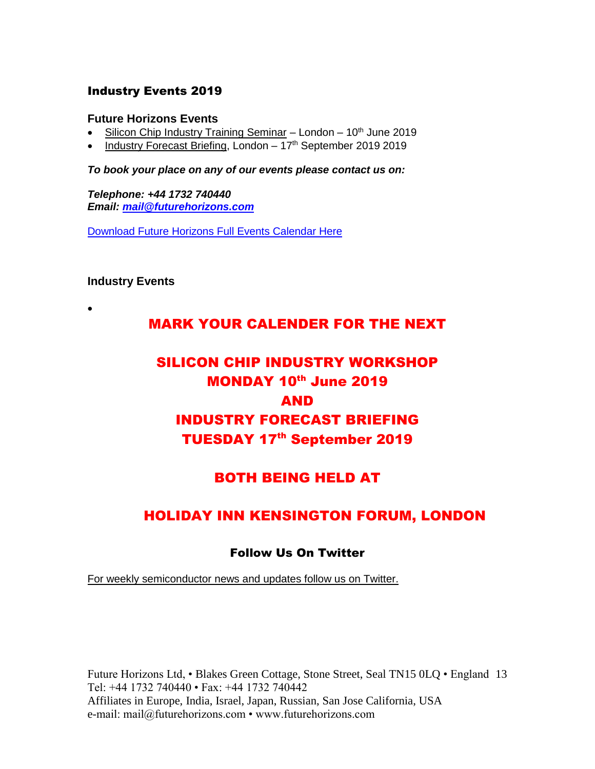## Industry Events 2019

### Future Horizons Events

- Silicon Chip Industry Training Seminar – London – 10th June 2019
- Industry Forecast Briefing, London – 17th September 2019 2019

***To book your place on any of our events please contact us on:***

***Telephone: +44 1732 740440***
***Email: mail@futurehorizons.com***

Download Future Horizons Full Events Calendar Here

### Industry Events

- 

**MARK YOUR CALENDER FOR THE NEXT**

**SILICON CHIP INDUSTRY WORKSHOP**
**MONDAY 10th June 2019**
**AND**
**INDUSTRY FORECAST BRIEFING**
**TUESDAY 17th September 2019**

**BOTH BEING HELD AT**

**HOLIDAY INN KENSINGTON FORUM, LONDON**

**Follow Us On Twitter**

For weekly semiconductor news and updates follow us on Twitter.

Future Horizons Ltd, • Blakes Green Cottage, Stone Street, Seal TN15 0LQ • England
Tel: +44 1732 740440 • Fax: +44 1732 740442
Affiliates in Europe, India, Israel, Japan, Russian, San Jose California, USA
e-mail: mail@futurehorizons.com • www.futurehorizons.com